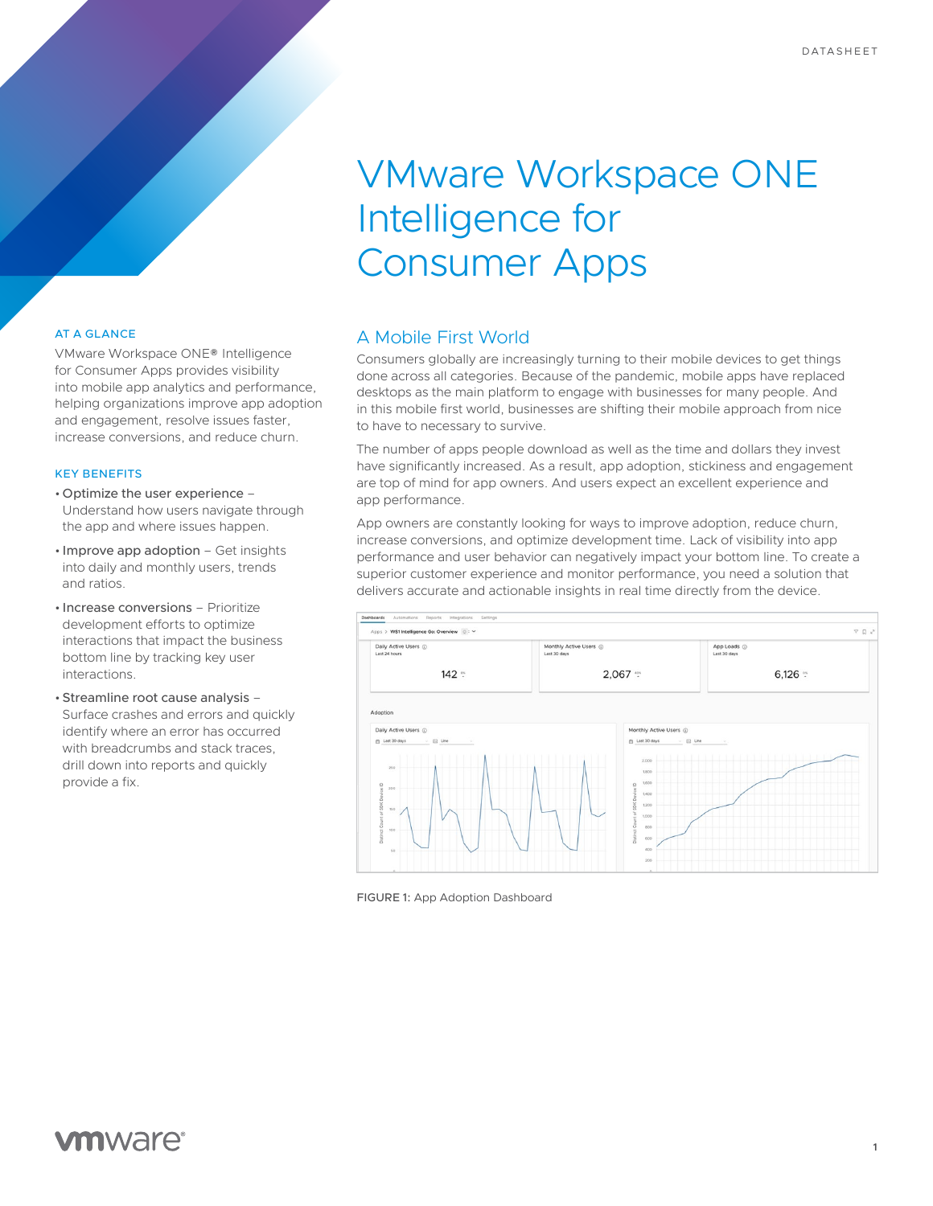DATASHEET

# VMware Workspace ONE Intelligence for Consumer Apps

### AT A GLANCE

VMware Workspace ONE® Intelligence for Consumer Apps provides visibility into mobile app analytics and performance, helping organizations improve app adoption and engagement, resolve issues faster, increase conversions, and reduce churn.

### KEY BENEFITS

- Optimize the user experience – Understand how users navigate through the app and where issues happen.
- Improve app adoption – Get insights into daily and monthly users, trends and ratios.
- Increase conversions – Prioritize development efforts to optimize interactions that impact the business bottom line by tracking key user interactions.
- Streamline root cause analysis – Surface crashes and errors and quickly identify where an error has occurred with breadcrumbs and stack traces, drill down into reports and quickly provide a fix.

## A Mobile First World

Consumers globally are increasingly turning to their mobile devices to get things done across all categories. Because of the pandemic, mobile apps have replaced desktops as the main platform to engage with businesses for many people. And in this mobile first world, businesses are shifting their mobile approach from nice to have to necessary to survive.

The number of apps people download as well as the time and dollars they invest have significantly increased. As a result, app adoption, stickiness and engagement are top of mind for app owners. And users expect an excellent experience and app performance.

App owners are constantly looking for ways to improve adoption, reduce churn, increase conversions, and optimize development time. Lack of visibility into app performance and user behavior can negatively impact your bottom line. To create a superior customer experience and monitor performance, you need a solution that delivers accurate and actionable insights in real time directly from the device.

FIGURE 1: App Adoption Dashboard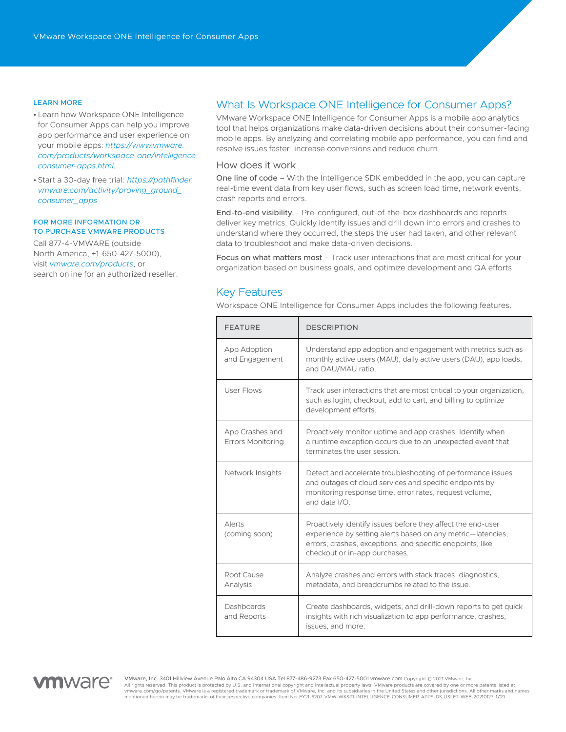## What Is Workspace ONE Intelligence for Consumer Apps?

VMware Workspace ONE Intelligence for Consumer Apps is a mobile app analytics tool that helps organizations make data-driven decisions about their consumer-facing mobile apps. By analyzing and correlating mobile app performance, you can find and resolve issues faster, increase conversions and reduce churn.

### How does it work

**One line of code** – With the Intelligence SDK embedded in the app, you can capture real-time event data from key user flows, such as screen load time, network events, crash reports and errors.

**End-to-end visibility** – Pre-configured, out-of-the-box dashboards and reports deliver key metrics. Quickly identify issues and drill down into errors and crashes to understand where they occurred, the steps the user had taken, and other relevant data to troubleshoot and make data-driven decisions.

**Focus on what matters most** – Track user interactions that are most critical for your organization based on business goals, and optimize development and QA efforts.

## Key Features

Workspace ONE Intelligence for Consumer Apps includes the following features.

| FEATURE | DESCRIPTION |
| --- | --- |
| App Adoption and Engagement | Understand app adoption and engagement with metrics such as monthly active users (MAU), daily active users (DAU), app loads, and DAU/MAU ratio. |
| User Flows | Track user interactions that are most critical to your organization, such as login, checkout, add to cart, and billing to optimize development efforts. |
| App Crashes and Errors Monitoring | Proactively monitor uptime and app crashes. Identify when a runtime exception occurs due to an unexpected event that terminates the user session. |
| Network Insights | Detect and accelerate troubleshooting of performance issues and outages of cloud services and specific endpoints by monitoring response time, error rates, request volume, and data I/O. |
| Alerts (coming soon) | Proactively identify issues before they affect the end-user experience by setting alerts based on any metric—latencies, errors, crashes, exceptions, and specific endpoints, like checkout or in-app purchases. |
| Root Cause Analysis | Analyze crashes and errors with stack traces, diagnostics, metadata, and breadcrumbs related to the issue. |
| Dashboards and Reports | Create dashboards, widgets, and drill-down reports to get quick insights with rich visualization to app performance, crashes, issues, and more. |

### LEARN MORE

- Learn how Workspace ONE Intelligence for Consumer Apps can help you improve app performance and user experience on your mobile apps: *https://www.vmware.com/products/workspace-one/intelligence-consumer-apps.html*.
- Start a 30-day free trial: *https://pathfinder.vmware.com/activity/proving_ground_consumer_apps*

### FOR MORE INFORMATION OR TO PURCHASE VMWARE PRODUCTS

Call 877-4-VMWARE (outside North America, +1-650-427-5000), visit *vmware.com/products*, or search online for an authorized reseller.

**VMware, Inc.** 3401 Hillview Avenue Palo Alto CA 94304 USA Tel 877-486-9273 Fax 650-427-5001 vmware.com Copyright © 2021 VMware, Inc. All rights reserved. This product is protected by U.S. and international copyright and intellectual property laws. VMware products are covered by one or more patents listed at vmware.com/go/patents. VMware is a registered trademark or trademark of VMware, Inc. and its subsidiaries in the United States and other jurisdictions. All other marks and names mentioned herein may be trademarks of their respective companies. Item No: FY21-6207-VMW-WKSP1-INTELLIGENCE-CONSUMER-APPS-DS-USLET-WEB-20210127 1/21